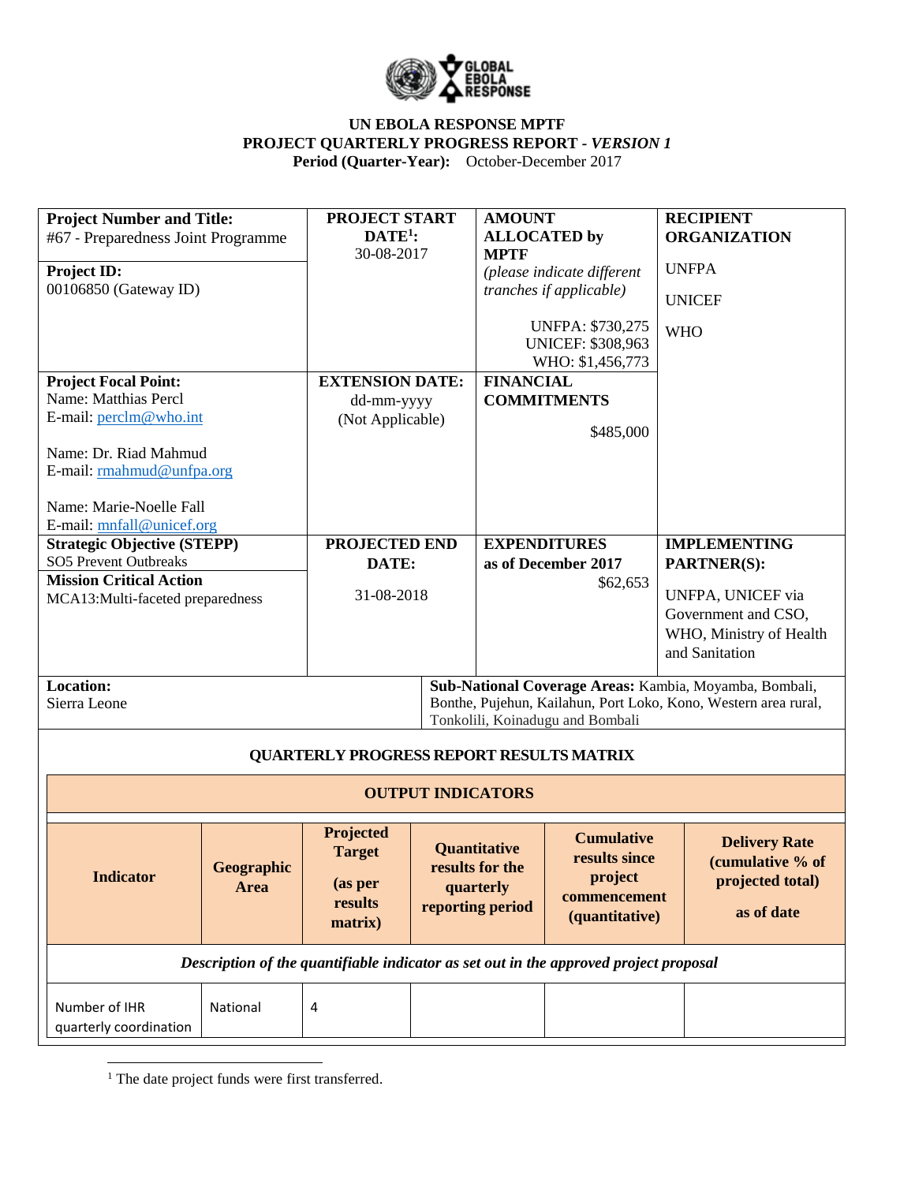**UN EBOLA RESPONSE MPTF**
**PROJECT QUARTERLY PROGRESS REPORT - *VERSION 1***
**Period (Quarter-Year):** October-December 2017

| **Project Number and Title:** #67 - Preparedness Joint Programme<br><br>**Project ID:** 00106850 (Gateway ID) | **PROJECT START DATE[1]:** 30-08-2017 | **AMOUNT ALLOCATED by MPTF** *(please indicate different tranches if applicable)*<br><br>UNFPA: $730,275<br>UNICEF: $308,963<br>WHO: $1,456,773 | **RECIPIENT ORGANIZATION**<br><br>UNFPA<br><br>UNICEF<br><br>WHO |
|---|---|---|---|
| **Project Focal Point:**<br>Name: Matthias Percl<br>E-mail: perclm@who.int<br><br>Name: Dr. Riad Mahmud<br>E-mail: rmahmud@unfpa.org<br><br>Name: Marie-Noelle Fall<br>E-mail: mnfall@unicef.org | **EXTENSION DATE:** dd-mm-yyyy (Not Applicable) | **FINANCIAL COMMITMENTS**<br><br>$485,000 | |
| **Strategic Objective (STEPP)**<br>SO5 Prevent Outbreaks<br>**Mission Critical Action**<br>MCA13:Multi-faceted preparedness | **PROJECTED END DATE:**<br><br>31-08-2018 | **EXPENDITURES as of December 2017**<br>$62,653 | **IMPLEMENTING PARTNER(S):**<br><br>UNFPA, UNICEF via Government and CSO, WHO, Ministry of Health and Sanitation |
| **Location:** Sierra Leone | | **Sub-National Coverage Areas:** Kambia, Moyamba, Bombali, Bonthe, Pujehun, Kailahun, Port Loko, Kono, Western area rural, Tonkolili, Koinadugu and Bombali | |

**QUARTERLY PROGRESS REPORT RESULTS MATRIX**

**OUTPUT INDICATORS**

| Indicator | Geographic Area | Projected Target (as per results matrix) | Quantitative results for the quarterly reporting period | Cumulative results since project commencement (quantitative) | Delivery Rate (cumulative % of projected total) as of date |
|---|---|---|---|---|---|
| *Description of the quantifiable indicator as set out in the approved project proposal* | | | | | |
| Number of IHR quarterly coordination | National | 4 | | | |

[1] The date project funds were first transferred.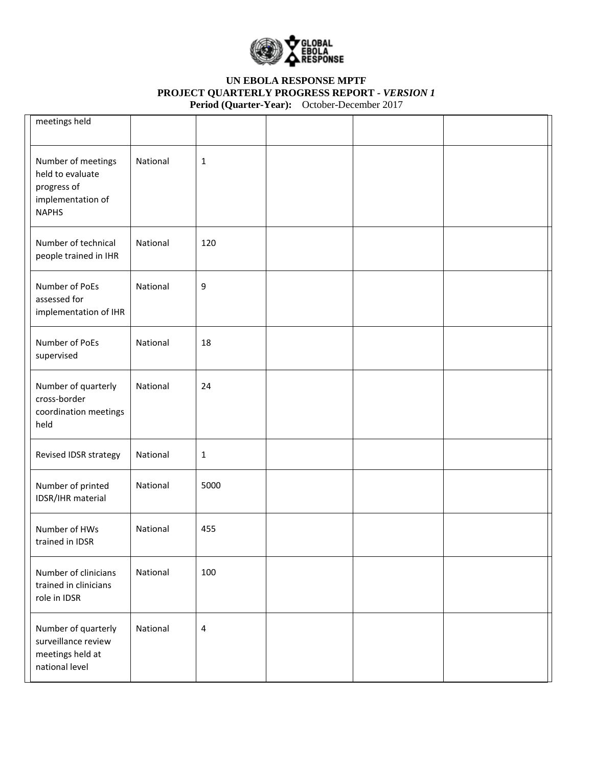| | | | | | |
|---|---|---|---|---|---|
| meetings held | | | | | |
| Number of meetings held to evaluate progress of implementation of NAPHS | National | 1 | | | |
| Number of technical people trained in IHR | National | 120 | | | |
| Number of PoEs assessed for implementation of IHR | National | 9 | | | |
| Number of PoEs supervised | National | 18 | | | |
| Number of quarterly cross-border coordination meetings held | National | 24 | | | |
| Revised IDSR strategy | National | 1 | | | |
| Number of printed IDSR/IHR material | National | 5000 | | | |
| Number of HWs trained in IDSR | National | 455 | | | |
| Number of clinicians trained in clinicians role in IDSR | National | 100 | | | |
| Number of quarterly surveillance review meetings held at national level | National | 4 | | | |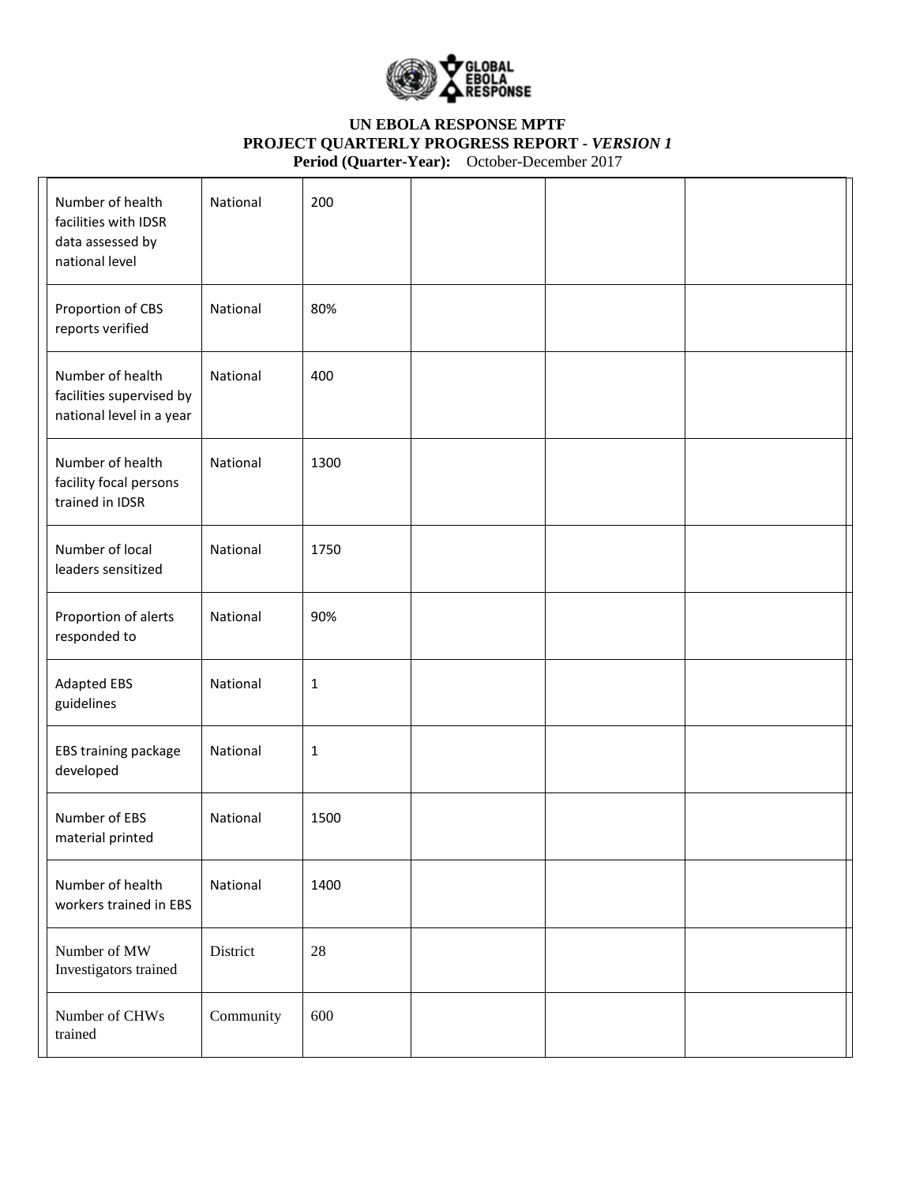# UN EBOLA RESPONSE MPTF
## PROJECT QUARTERLY PROGRESS REPORT - *VERSION 1*
**Period (Quarter-Year):** October-December 2017

| | | | | | |
|---|---|---|---|---|---|
| Number of health facilities with IDSR data assessed by national level | National | 200 | | | |
| Proportion of CBS reports verified | National | 80% | | | |
| Number of health facilities supervised by national level in a year | National | 400 | | | |
| Number of health facility focal persons trained in IDSR | National | 1300 | | | |
| Number of local leaders sensitized | National | 1750 | | | |
| Proportion of alerts responded to | National | 90% | | | |
| Adapted EBS guidelines | National | 1 | | | |
| EBS training package developed | National | 1 | | | |
| Number of EBS material printed | National | 1500 | | | |
| Number of health workers trained in EBS | National | 1400 | | | |
| Number of MW Investigators trained | District | 28 | | | |
| Number of CHWs trained | Community | 600 | | | |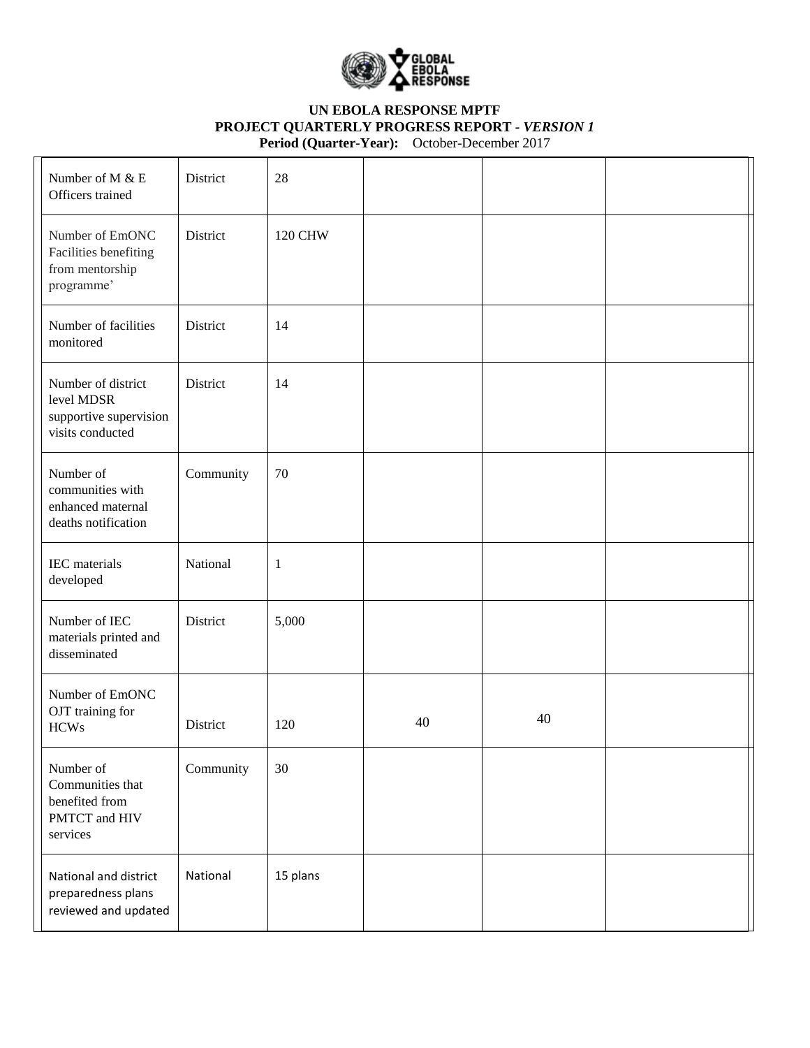**UN EBOLA RESPONSE MPTF**
**PROJECT QUARTERLY PROGRESS REPORT -** ***VERSION 1***
**Period (Quarter-Year):** October-December 2017

| | | | | | |
|---|---|---|---|---|---|
| Number of M & E Officers trained | District | 28 | | | |
| Number of EmONC Facilities benefiting from mentorship programme' | District | 120 CHW | | | |
| Number of facilities monitored | District | 14 | | | |
| Number of district level MDSR supportive supervision visits conducted | District | 14 | | | |
| Number of communities with enhanced maternal deaths notification | Community | 70 | | | |
| IEC materials developed | National | 1 | | | |
| Number of IEC materials printed and disseminated | District | 5,000 | | | |
| Number of EmONC OJT training for HCWs | District | 120 | 40 | 40 | |
| Number of Communities that benefited from PMTCT and HIV services | Community | 30 | | | |
| National and district preparedness plans reviewed and updated | National | 15 plans | | | |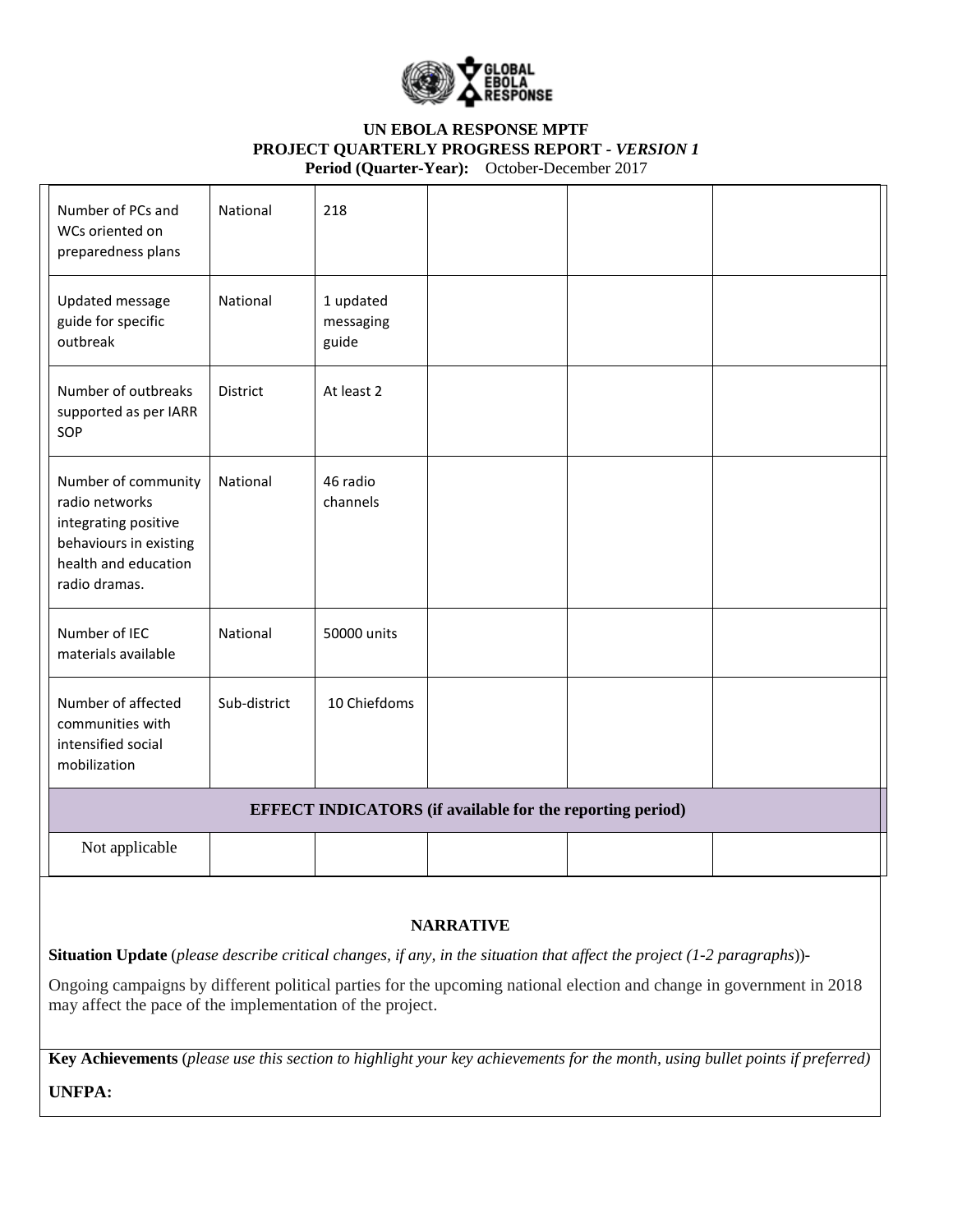**UN EBOLA RESPONSE MPTF**
**PROJECT QUARTERLY PROGRESS REPORT - *VERSION 1***
**Period (Quarter-Year):** October-December 2017

| | | | | | |
|---|---|---|---|---|---|
| Number of PCs and WCs oriented on preparedness plans | National | 218 | | | |
| Updated message guide for specific outbreak | National | 1 updated messaging guide | | | |
| Number of outbreaks supported as per IARR SOP | District | At least 2 | | | |
| Number of community radio networks integrating positive behaviours in existing health and education radio dramas. | National | 46 radio channels | | | |
| Number of IEC materials available | National | 50000 units | | | |
| Number of affected communities with intensified social mobilization | Sub-district | 10 Chiefdoms | | | |
| **EFFECT INDICATORS (if available for the reporting period)** | | | | | |
| Not applicable | | | | | |

**NARRATIVE**

**Situation Update** (*please describe critical changes, if any, in the situation that affect the project (1-2 paragraphs)*)-

Ongoing campaigns by different political parties for the upcoming national election and change in government in 2018 may affect the pace of the implementation of the project.

**Key Achievements** (*please use this section to highlight your key achievements for the month, using bullet points if preferred)*

**UNFPA:**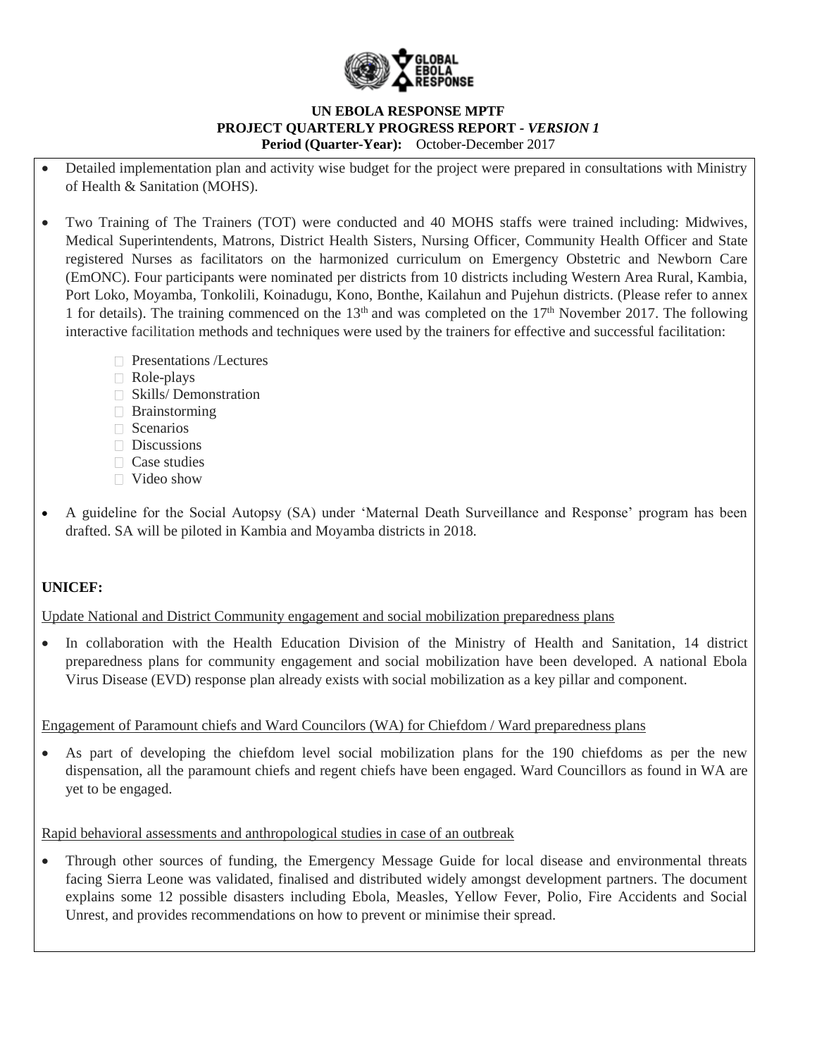- Detailed implementation plan and activity wise budget for the project were prepared in consultations with Ministry of Health & Sanitation (MOHS).

- Two Training of The Trainers (TOT) were conducted and 40 MOHS staffs were trained including: Midwives, Medical Superintendents, Matrons, District Health Sisters, Nursing Officer, Community Health Officer and State registered Nurses as facilitators on the harmonized curriculum on Emergency Obstetric and Newborn Care (EmONC). Four participants were nominated per districts from 10 districts including Western Area Rural, Kambia, Port Loko, Moyamba, Tonkolili, Koinadugu, Kono, Bonthe, Kailahun and Pujehun districts. (Please refer to annex 1 for details). The training commenced on the 13th and was completed on the 17th November 2017. The following interactive facilitation methods and techniques were used by the trainers for effective and successful facilitation:

  - Presentations /Lectures
  - Role-plays
  - Skills/ Demonstration
  - Brainstorming
  - Scenarios
  - Discussions
  - Case studies
  - Video show

- A guideline for the Social Autopsy (SA) under 'Maternal Death Surveillance and Response' program has been drafted. SA will be piloted in Kambia and Moyamba districts in 2018.

**UNICEF:**

Update National and District Community engagement and social mobilization preparedness plans

- In collaboration with the Health Education Division of the Ministry of Health and Sanitation, 14 district preparedness plans for community engagement and social mobilization have been developed. A national Ebola Virus Disease (EVD) response plan already exists with social mobilization as a key pillar and component.

Engagement of Paramount chiefs and Ward Councilors (WA) for Chiefdom / Ward preparedness plans

- As part of developing the chiefdom level social mobilization plans for the 190 chiefdoms as per the new dispensation, all the paramount chiefs and regent chiefs have been engaged. Ward Councillors as found in WA are yet to be engaged.

Rapid behavioral assessments and anthropological studies in case of an outbreak

- Through other sources of funding, the Emergency Message Guide for local disease and environmental threats facing Sierra Leone was validated, finalised and distributed widely amongst development partners. The document explains some 12 possible disasters including Ebola, Measles, Yellow Fever, Polio, Fire Accidents and Social Unrest, and provides recommendations on how to prevent or minimise their spread.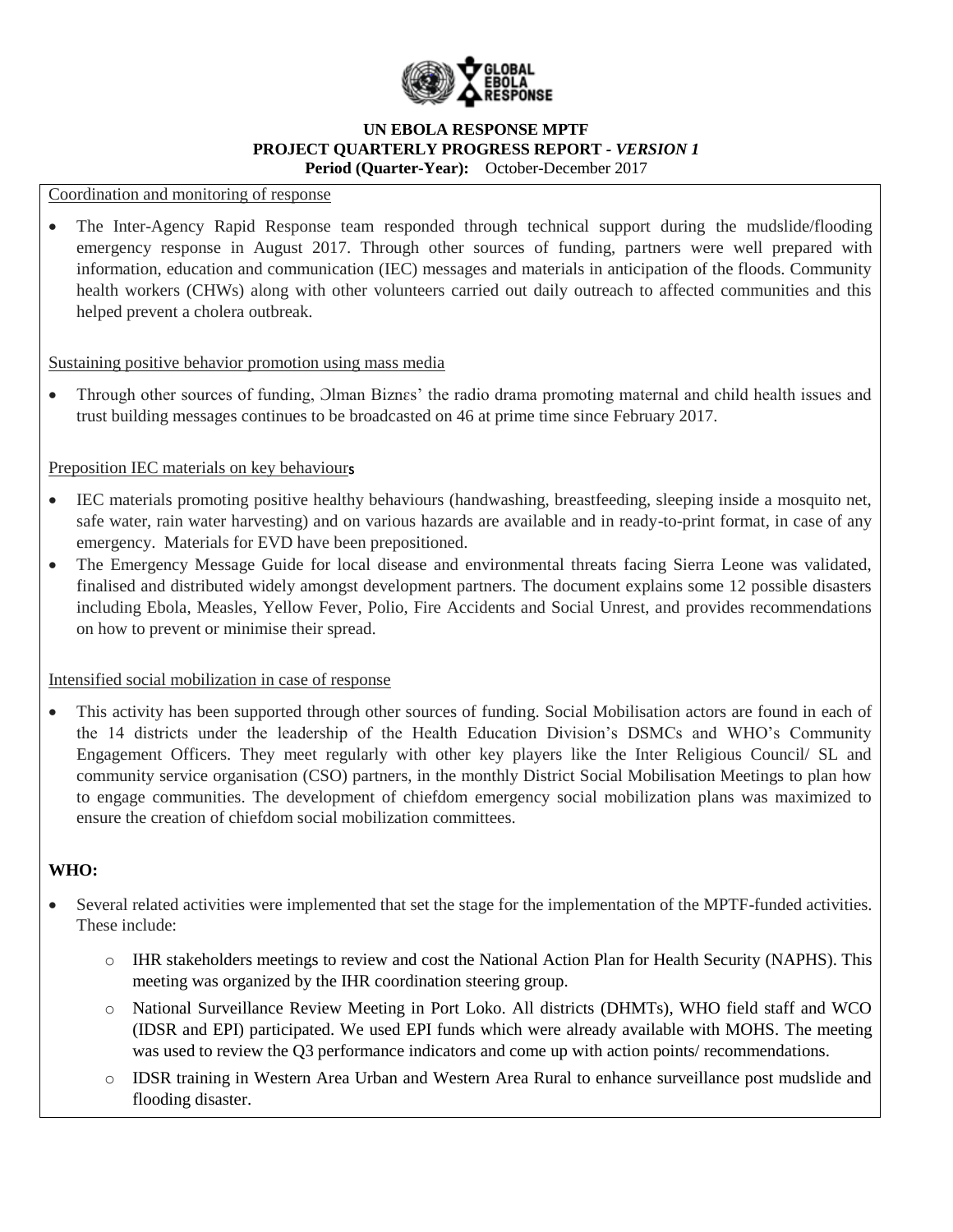**UN EBOLA RESPONSE MPTF**
**PROJECT QUARTERLY PROGRESS REPORT - *VERSION 1***
**Period (Quarter-Year):** October-December 2017

Coordination and monitoring of response

- The Inter-Agency Rapid Response team responded through technical support during the mudslide/flooding emergency response in August 2017. Through other sources of funding, partners were well prepared with information, education and communication (IEC) messages and materials in anticipation of the floods. Community health workers (CHWs) along with other volunteers carried out daily outreach to affected communities and this helped prevent a cholera outbreak.

Sustaining positive behavior promotion using mass media

- Through other sources of funding, Ɔlman Biznɛs' the radio drama promoting maternal and child health issues and trust building messages continues to be broadcasted on 46 at prime time since February 2017.

Preposition IEC materials on key behaviours

- IEC materials promoting positive healthy behaviours (handwashing, breastfeeding, sleeping inside a mosquito net, safe water, rain water harvesting) and on various hazards are available and in ready-to-print format, in case of any emergency. Materials for EVD have been prepositioned.
- The Emergency Message Guide for local disease and environmental threats facing Sierra Leone was validated, finalised and distributed widely amongst development partners. The document explains some 12 possible disasters including Ebola, Measles, Yellow Fever, Polio, Fire Accidents and Social Unrest, and provides recommendations on how to prevent or minimise their spread.

Intensified social mobilization in case of response

- This activity has been supported through other sources of funding. Social Mobilisation actors are found in each of the 14 districts under the leadership of the Health Education Division's DSMCs and WHO's Community Engagement Officers. They meet regularly with other key players like the Inter Religious Council/ SL and community service organisation (CSO) partners, in the monthly District Social Mobilisation Meetings to plan how to engage communities. The development of chiefdom emergency social mobilization plans was maximized to ensure the creation of chiefdom social mobilization committees.

**WHO:**

- Several related activities were implemented that set the stage for the implementation of the MPTF-funded activities. These include:
  - IHR stakeholders meetings to review and cost the National Action Plan for Health Security (NAPHS). This meeting was organized by the IHR coordination steering group.
  - National Surveillance Review Meeting in Port Loko. All districts (DHMTs), WHO field staff and WCO (IDSR and EPI) participated. We used EPI funds which were already available with MOHS. The meeting was used to review the Q3 performance indicators and come up with action points/ recommendations.
  - IDSR training in Western Area Urban and Western Area Rural to enhance surveillance post mudslide and flooding disaster.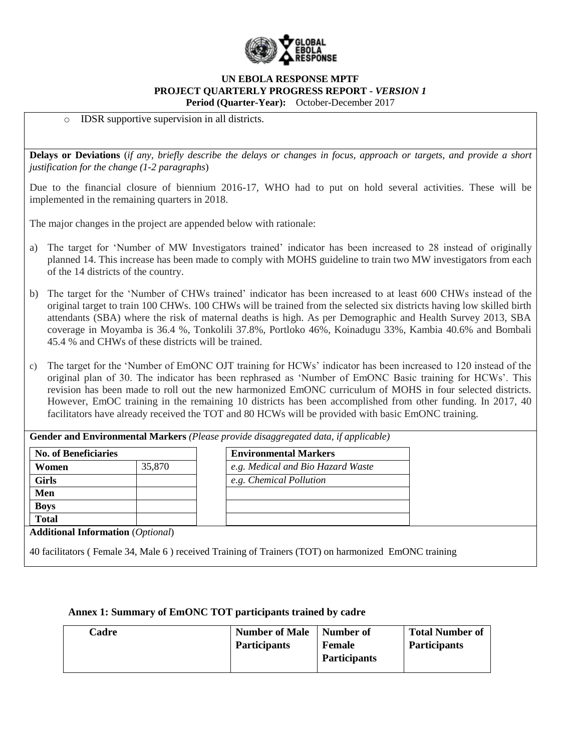- IDSR supportive supervision in all districts.

**Delays or Deviations** (*if any, briefly describe the delays or changes in focus, approach or targets, and provide a short justification for the change (1-2 paragraphs*)

Due to the financial closure of biennium 2016-17, WHO had to put on hold several activities. These will be implemented in the remaining quarters in 2018.

The major changes in the project are appended below with rationale:

a) The target for 'Number of MW Investigators trained' indicator has been increased to 28 instead of originally planned 14. This increase has been made to comply with MOHS guideline to train two MW investigators from each of the 14 districts of the country.

b) The target for the 'Number of CHWs trained' indicator has been increased to at least 600 CHWs instead of the original target to train 100 CHWs. 100 CHWs will be trained from the selected six districts having low skilled birth attendants (SBA) where the risk of maternal deaths is high. As per Demographic and Health Survey 2013, SBA coverage in Moyamba is 36.4 %, Tonkolili 37.8%, Portloko 46%, Koinadugu 33%, Kambia 40.6% and Bombali 45.4 % and CHWs of these districts will be trained.

c) The target for the 'Number of EmONC OJT training for HCWs' indicator has been increased to 120 instead of the original plan of 30. The indicator has been rephrased as 'Number of EmONC Basic training for HCWs'. This revision has been made to roll out the new harmonized EmONC curriculum of MOHS in four selected districts. However, EmOC training in the remaining 10 districts has been accomplished from other funding. In 2017, 40 facilitators have already received the TOT and 80 HCWs will be provided with basic EmONC training.

**Gender and Environmental Markers** *(Please provide disaggregated data, if applicable)*

| No. of Beneficiaries | |
|---|---|
| **Women** | 35,870 |
| **Girls** | |
| **Men** | |
| **Boys** | |
| **Total** | |

| Environmental Markers |
|---|
| *e.g. Medical and Bio Hazard Waste* |
| *e.g. Chemical Pollution* |
| |
| |
| |

**Additional Information** (*Optional*)

40 facilitators ( Female 34, Male 6 ) received Training of Trainers (TOT) on harmonized EmONC training

**Annex 1: Summary of EmONC TOT participants trained by cadre**

| Cadre | Number of Male Participants | Number of Female Participants | Total Number of Participants |
|---|---|---|---|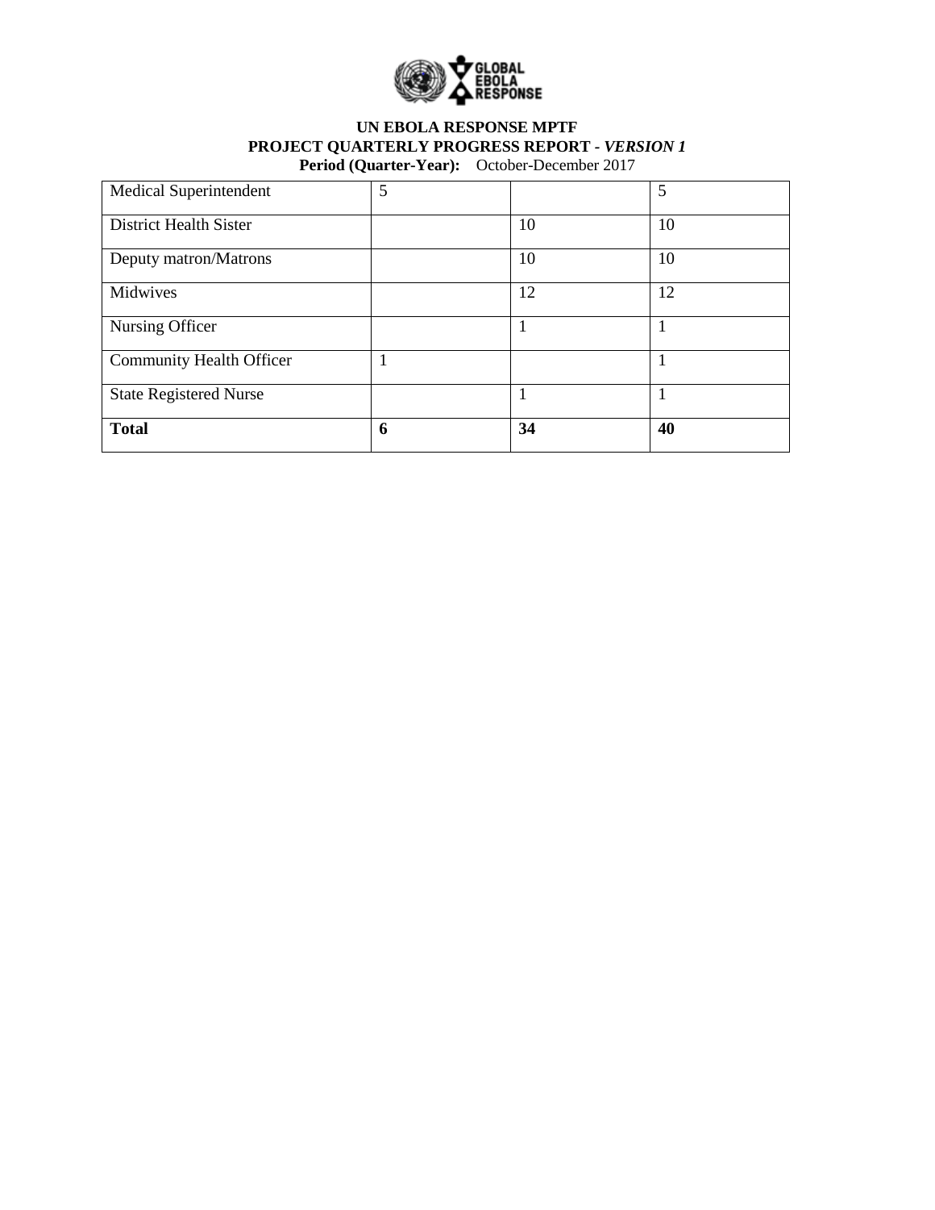| | | | |
|---|---|---|---|
| Medical Superintendent | 5 | | 5 |
| District Health Sister | | 10 | 10 |
| Deputy matron/Matrons | | 10 | 10 |
| Midwives | | 12 | 12 |
| Nursing Officer | | 1 | 1 |
| Community Health Officer | 1 | | 1 |
| State Registered Nurse | | 1 | 1 |
| **Total** | **6** | **34** | **40** |